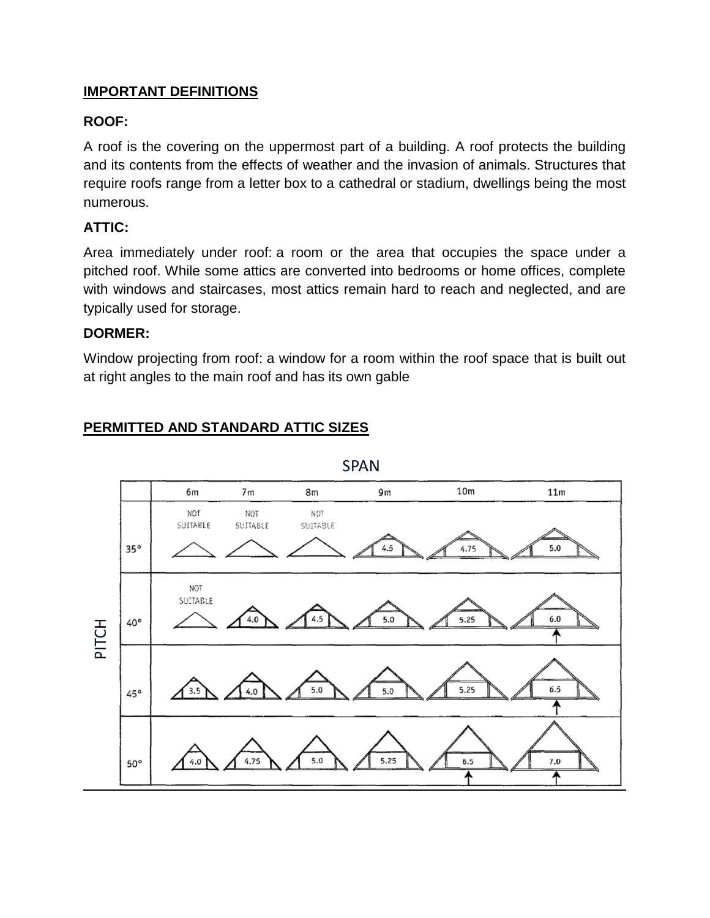## IMPORTANT DEFINITIONS

### ROOF:

A roof is the covering on the uppermost part of a building. A roof protects the building and its contents from the effects of weather and the invasion of animals. Structures that require roofs range from a letter box to a cathedral or stadium, dwellings being the most numerous.

### ATTIC:

Area immediately under roof: a room or the area that occupies the space under a pitched roof. While some attics are converted into bedrooms or home offices, complete with windows and staircases, most attics remain hard to reach and neglected, and are typically used for storage.

### DORMER:

Window projecting from roof: a window for a room within the roof space that is built out at right angles to the main roof and has its own gable

## PERMITTED AND STANDARD ATTIC SIZES

| PITCH \ SPAN | 6m | 7m | 8m | 9m | 10m | 11m |
|---|---|---|---|---|---|---|
| 35° | NOT SUITABLE | NOT SUITABLE | NOT SUITABLE | 4.5 | 4.75 | 5.0 |
| 40° | NOT SUITABLE | 4.0 | 4.5 | 5.0 | 5.25 | 6.0 ↑ |
| 45° | 3.5 | 4.0 | 5.0 | 5.0 | 5.25 | 6.5 ↑ |
| 50° | 4.0 | 4.75 | 5.0 | 5.25 | 6.5 ↑ | 7.0 ↑ |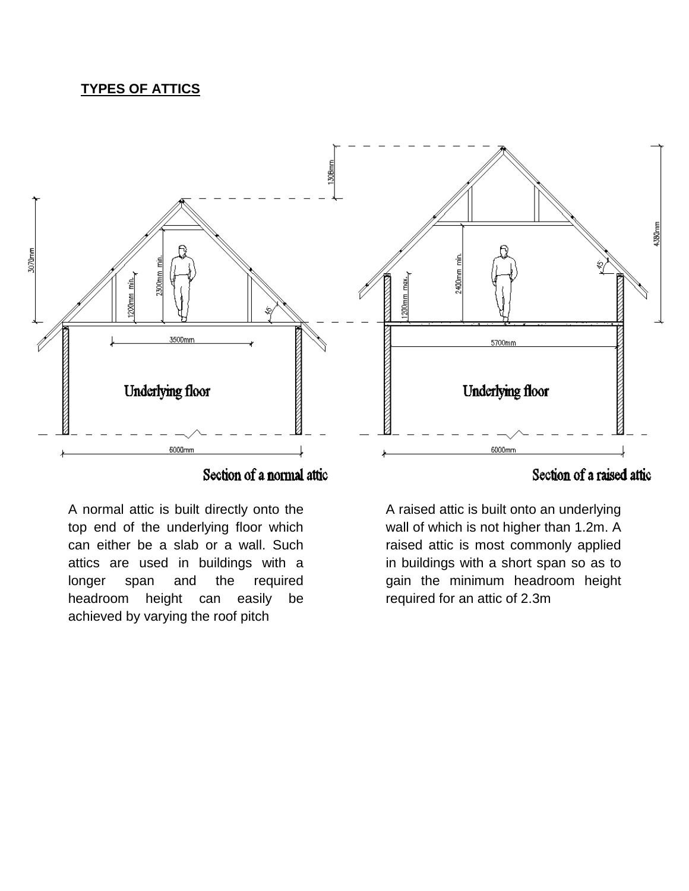**TYPES OF ATTICS**

1308mm

3070mm

2300mm min.

1200mm min.

45°

3500mm

Underlying floor

6000mm

Section of a normal attic

4380mm

2400mm min.

1200mm max.

45°

5700mm

Underlying floor

6000mm

Section of a raised attic

A normal attic is built directly onto the top end of the underlying floor which can either be a slab or a wall. Such attics are used in buildings with a longer span and the required headroom height can easily be achieved by varying the roof pitch

A raised attic is built onto an underlying wall of which is not higher than 1.2m. A raised attic is most commonly applied in buildings with a short span so as to gain the minimum headroom height required for an attic of 2.3m